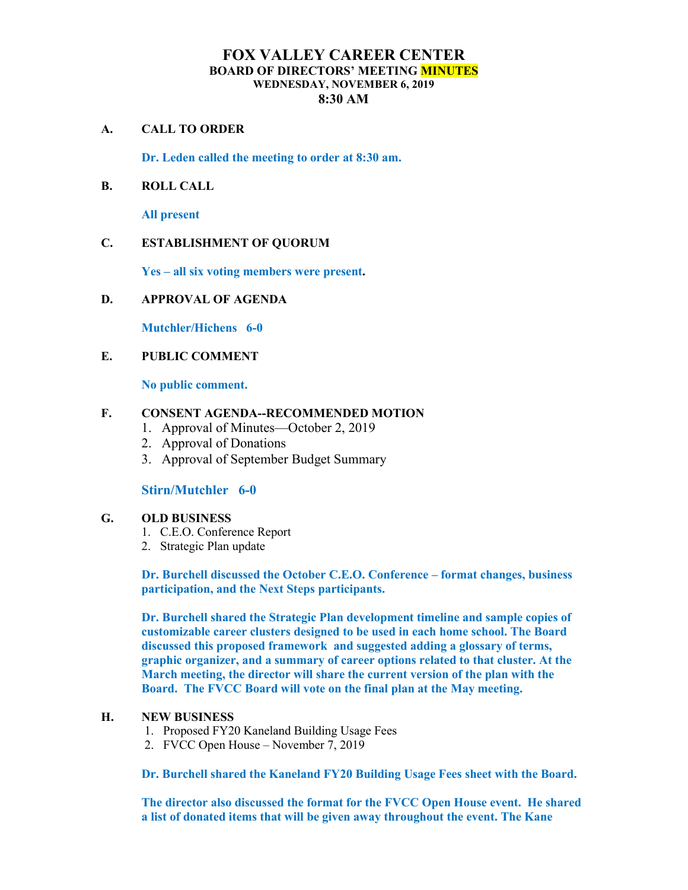# FOX VALLEY CAREER CENTER

## BOARD OF DIRECTORS' MEETING MINUTES

**WEDNESDAY, NOVEMBER 6, 2019**

**8:30 AM**

**A. CALL TO ORDER**

**Dr. Leden called the meeting to order at 8:30 am.**

**B. ROLL CALL**

**All present**

**C. ESTABLISHMENT OF QUORUM**

**Yes – all six voting members were present.**

**D. APPROVAL OF AGENDA**

**Mutchler/Hichens 6-0**

**E. PUBLIC COMMENT**

**No public comment.**

**F. CONSENT AGENDA--RECOMMENDED MOTION**

1. Approval of Minutes—October 2, 2019
2. Approval of Donations
3. Approval of September Budget Summary

**Stirn/Mutchler 6-0**

**G. OLD BUSINESS**

1. C.E.O. Conference Report
2. Strategic Plan update

**Dr. Burchell discussed the October C.E.O. Conference – format changes, business participation, and the Next Steps participants.**

**Dr. Burchell shared the Strategic Plan development timeline and sample copies of customizable career clusters designed to be used in each home school. The Board discussed this proposed framework and suggested adding a glossary of terms, graphic organizer, and a summary of career options related to that cluster. At the March meeting, the director will share the current version of the plan with the Board. The FVCC Board will vote on the final plan at the May meeting.**

**H. NEW BUSINESS**

1. Proposed FY20 Kaneland Building Usage Fees
2. FVCC Open House – November 7, 2019

**Dr. Burchell shared the Kaneland FY20 Building Usage Fees sheet with the Board.**

**The director also discussed the format for the FVCC Open House event. He shared a list of donated items that will be given away throughout the event. The Kane**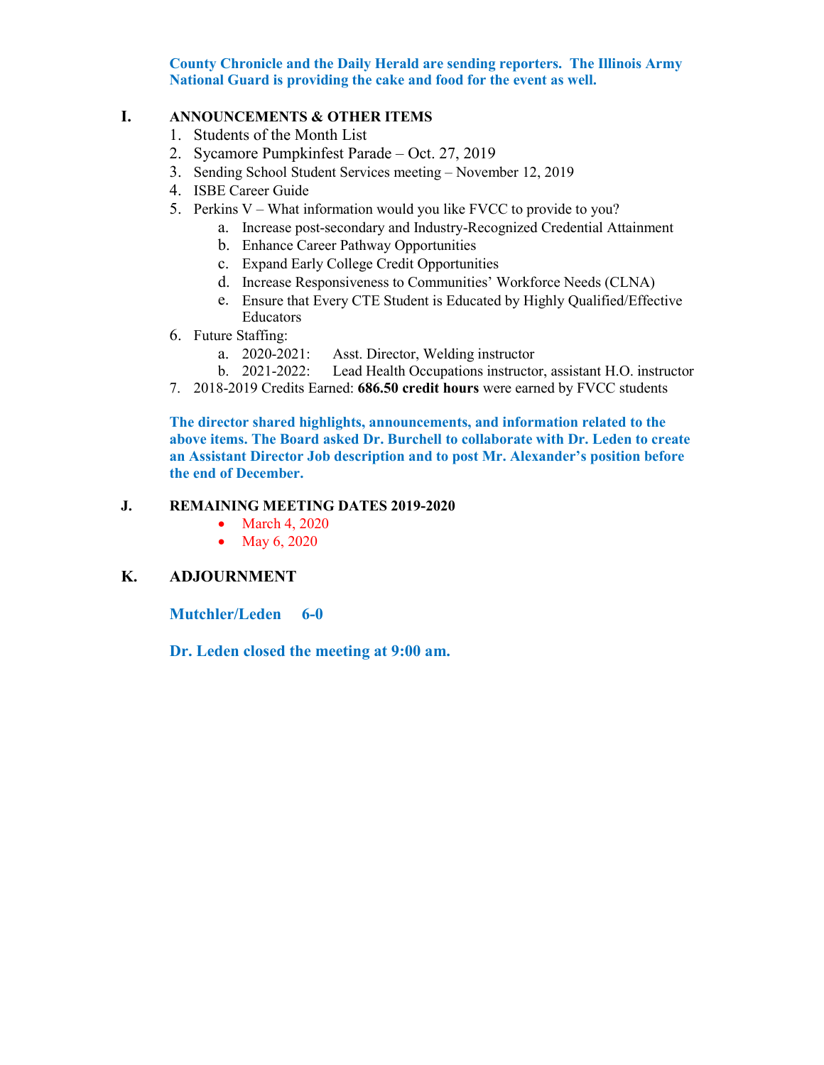**County Chronicle and the Daily Herald are sending reporters. The Illinois Army National Guard is providing the cake and food for the event as well.**

## I. ANNOUNCEMENTS & OTHER ITEMS

1. Students of the Month List
2. Sycamore Pumpkinfest Parade – Oct. 27, 2019
3. Sending School Student Services meeting – November 12, 2019
4. ISBE Career Guide
5. Perkins V – What information would you like FVCC to provide to you?
   a. Increase post-secondary and Industry-Recognized Credential Attainment
   b. Enhance Career Pathway Opportunities
   c. Expand Early College Credit Opportunities
   d. Increase Responsiveness to Communities' Workforce Needs (CLNA)
   e. Ensure that Every CTE Student is Educated by Highly Qualified/Effective Educators
6. Future Staffing:
   a. 2020-2021: Asst. Director, Welding instructor
   b. 2021-2022: Lead Health Occupations instructor, assistant H.O. instructor
7. 2018-2019 Credits Earned: **686.50 credit hours** were earned by FVCC students

**The director shared highlights, announcements, and information related to the above items. The Board asked Dr. Burchell to collaborate with Dr. Leden to create an Assistant Director Job description and to post Mr. Alexander's position before the end of December.**

## J. REMAINING MEETING DATES 2019-2020

- March 4, 2020
- May 6, 2020

## K. ADJOURNMENT

**Mutchler/Leden 6-0**

**Dr. Leden closed the meeting at 9:00 am.**